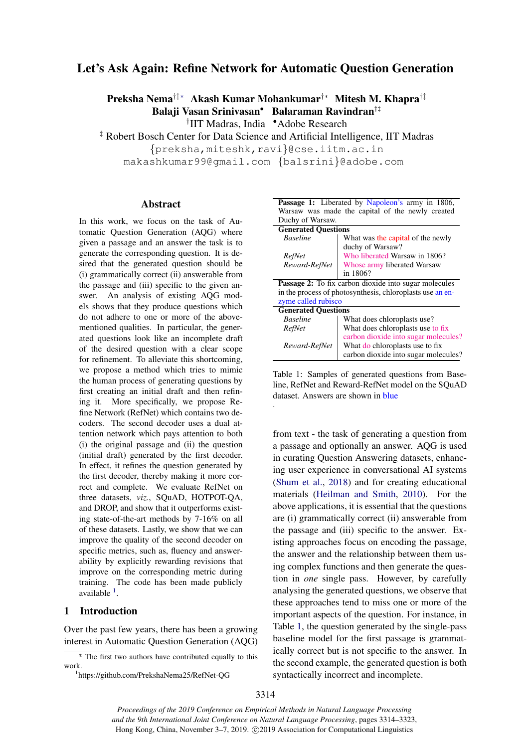# Let's Ask Again: Refine Network for Automatic Question Generation

**Preksha Nema**[†‡*] **Akash Kumar Mohankumar**[†*] **Mitesh M. Khapra**[†‡]
**Balaji Vasan Srinivasan**[•] **Balaraman Ravindran**[†‡]
[†]IIT Madras, India [•]Adobe Research
[‡] Robert Bosch Center for Data Science and Artificial Intelligence, IIT Madras
{preksha,miteshk,ravi}@cse.iitm.ac.in
makashkumar99@gmail.com {balsrini}@adobe.com

## Abstract

In this work, we focus on the task of Automatic Question Generation (AQG) where given a passage and an answer the task is to generate the corresponding question. It is desired that the generated question should be (i) grammatically correct (ii) answerable from the passage and (iii) specific to the given answer. An analysis of existing AQG models shows that they produce questions which do not adhere to one or more of the above-mentioned qualities. In particular, the generated questions look like an incomplete draft of the desired question with a clear scope for refinement. To alleviate this shortcoming, we propose a method which tries to mimic the human process of generating questions by first creating an initial draft and then refining it. More specifically, we propose Refine Network (RefNet) which contains two decoders. The second decoder uses a dual attention network which pays attention to both (i) the original passage and (ii) the question (initial draft) generated by the first decoder. In effect, it refines the question generated by the first decoder, thereby making it more correct and complete. We evaluate RefNet on three datasets, *viz.*, SQuAD, HOTPOT-QA, and DROP, and show that it outperforms existing state-of-the-art methods by 7-16% on all of these datasets. Lastly, we show that we can improve the quality of the second decoder on specific metrics, such as, fluency and answerability by explicitly rewarding revisions that improve on the corresponding metric during training. The code has been made publicly available [1].

## 1 Introduction

Over the past few years, there has been a growing interest in Automatic Question Generation (AQG) from text - the task of generating a question from a passage and optionally an answer. AQG is used in curating Question Answering datasets, enhancing user experience in conversational AI systems (Shum et al., 2018) and for creating educational materials (Heilman and Smith, 2010). For the above applications, it is essential that the questions are (i) grammatically correct (ii) answerable from the passage and (iii) specific to the answer. Existing approaches focus on encoding the passage, the answer and the relationship between them using complex functions and then generate the question in *one* single pass. However, by carefully analysing the generated questions, we observe that these approaches tend to miss one or more of the important aspects of the question. For instance, in Table 1, the question generated by the single-pass baseline model for the first passage is grammatically correct but is not specific to the answer. In the second example, the generated question is both syntactically incorrect and incomplete.

| **Passage 1:** Liberated by Napoleon's army in 1806, Warsaw was made the capital of the newly created Duchy of Warsaw. | |
|---|---|
| **Generated Questions** | |
| *Baseline* | What was the capital of the newly duchy of Warsaw? |
| *RefNet* | Who liberated Warsaw in 1806? |
| *Reward-RefNet* | Whose army liberated Warsaw in 1806? |
| **Passage 2:** To fix carbon dioxide into sugar molecules in the process of photosynthesis, chloroplasts use an enzyme called rubisco | |
| **Generated Questions** | |
| *Baseline* | What does chloroplasts use? |
| *RefNet* | What does chloroplasts use to fix carbon dioxide into sugar molecules? |
| *Reward-RefNet* | What do chloroplasts use to fix carbon dioxide into sugar molecules? |

Table 1: Samples of generated questions from Baseline, RefNet and Reward-RefNet model on the SQuAD dataset. Answers are shown in blue
.

* The first two authors have contributed equally to this work.

[1]https://github.com/PrekshaNema25/RefNet-QG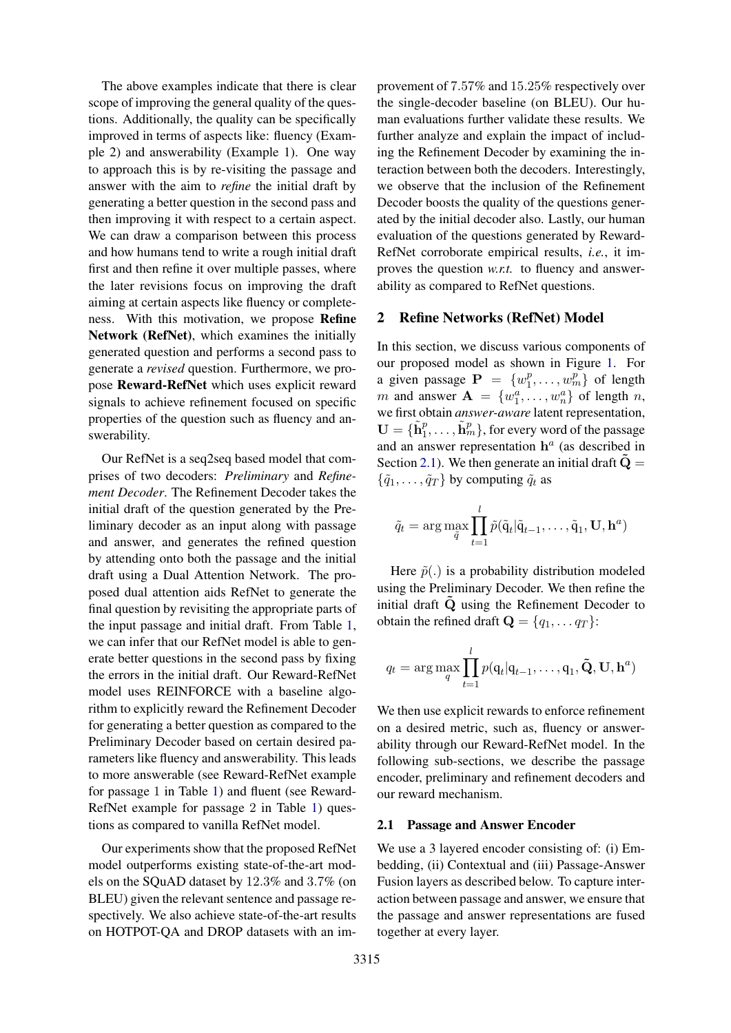The above examples indicate that there is clear scope of improving the general quality of the questions. Additionally, the quality can be specifically improved in terms of aspects like: fluency (Example 2) and answerability (Example 1). One way to approach this is by re-visiting the passage and answer with the aim to *refine* the initial draft by generating a better question in the second pass and then improving it with respect to a certain aspect. We can draw a comparison between this process and how humans tend to write a rough initial draft first and then refine it over multiple passes, where the later revisions focus on improving the draft aiming at certain aspects like fluency or completeness. With this motivation, we propose **Refine Network (RefNet)**, which examines the initially generated question and performs a second pass to generate a *revised* question. Furthermore, we propose **Reward-RefNet** which uses explicit reward signals to achieve refinement focused on specific properties of the question such as fluency and answerability.

Our RefNet is a seq2seq based model that comprises of two decoders: *Preliminary* and *Refinement Decoder*. The Refinement Decoder takes the initial draft of the question generated by the Preliminary decoder as an input along with passage and answer, and generates the refined question by attending onto both the passage and the initial draft using a Dual Attention Network. The proposed dual attention aids RefNet to generate the final question by revisiting the appropriate parts of the input passage and initial draft. From Table 1, we can infer that our RefNet model is able to generate better questions in the second pass by fixing the errors in the initial draft. Our Reward-RefNet model uses REINFORCE with a baseline algorithm to explicitly reward the Refinement Decoder for generating a better question as compared to the Preliminary Decoder based on certain desired parameters like fluency and answerability. This leads to more answerable (see Reward-RefNet example for passage 1 in Table 1) and fluent (see Reward-RefNet example for passage 2 in Table 1) questions as compared to vanilla RefNet model.

Our experiments show that the proposed RefNet model outperforms existing state-of-the-art models on the SQuAD dataset by 12.3% and 3.7% (on BLEU) given the relevant sentence and passage respectively. We also achieve state-of-the-art results on HOTPOT-QA and DROP datasets with an improvement of 7.57% and 15.25% respectively over the single-decoder baseline (on BLEU). Our human evaluations further validate these results. We further analyze and explain the impact of including the Refinement Decoder by examining the interaction between both the decoders. Interestingly, we observe that the inclusion of the Refinement Decoder boosts the quality of the questions generated by the initial decoder also. Lastly, our human evaluation of the questions generated by Reward-RefNet corroborate empirical results, *i.e.*, it improves the question *w.r.t.* to fluency and answerability as compared to RefNet questions.

## 2 Refine Networks (RefNet) Model

In this section, we discuss various components of our proposed model as shown in Figure 1. For a given passage $\mathbf{P} = \{w_1^p, \ldots, w_m^p\}$ of length $m$ and answer $\mathbf{A} = \{w_1^a, \ldots, w_n^a\}$ of length $n$, we first obtain *answer-aware* latent representation, $\mathbf{U} = \{\tilde{\mathbf{h}}_1^p, \ldots, \tilde{\mathbf{h}}_m^p\}$, for every word of the passage and an answer representation $\mathbf{h}^a$ (as described in Section 2.1). We then generate an initial draft $\tilde{\mathbf{Q}} = \{\tilde{q}_1, \ldots, \tilde{q}_T\}$ by computing $\tilde{q}_t$ as

$$\tilde{q}_t = \arg\max_{\tilde{q}} \prod_{t=1}^{l} \tilde{p}(\tilde{\text{q}}_t | \tilde{\text{q}}_{t-1}, \ldots, \tilde{\text{q}}_1, \mathbf{U}, \mathbf{h}^a)$$

Here $\tilde{p}(.)$ is a probability distribution modeled using the Preliminary Decoder. We then refine the initial draft $\tilde{\mathbf{Q}}$ using the Refinement Decoder to obtain the refined draft $\mathbf{Q} = \{q_1, \ldots q_T\}$:

$$q_t = \arg\max_{q} \prod_{t=1}^{l} p(\text{q}_t | \text{q}_{t-1}, \ldots, \text{q}_1, \tilde{\mathbf{Q}}, \mathbf{U}, \mathbf{h}^a)$$

We then use explicit rewards to enforce refinement on a desired metric, such as, fluency or answerability through our Reward-RefNet model. In the following sub-sections, we describe the passage encoder, preliminary and refinement decoders and our reward mechanism.

### 2.1 Passage and Answer Encoder

We use a 3 layered encoder consisting of: (i) Embedding, (ii) Contextual and (iii) Passage-Answer Fusion layers as described below. To capture interaction between passage and answer, we ensure that the passage and answer representations are fused together at every layer.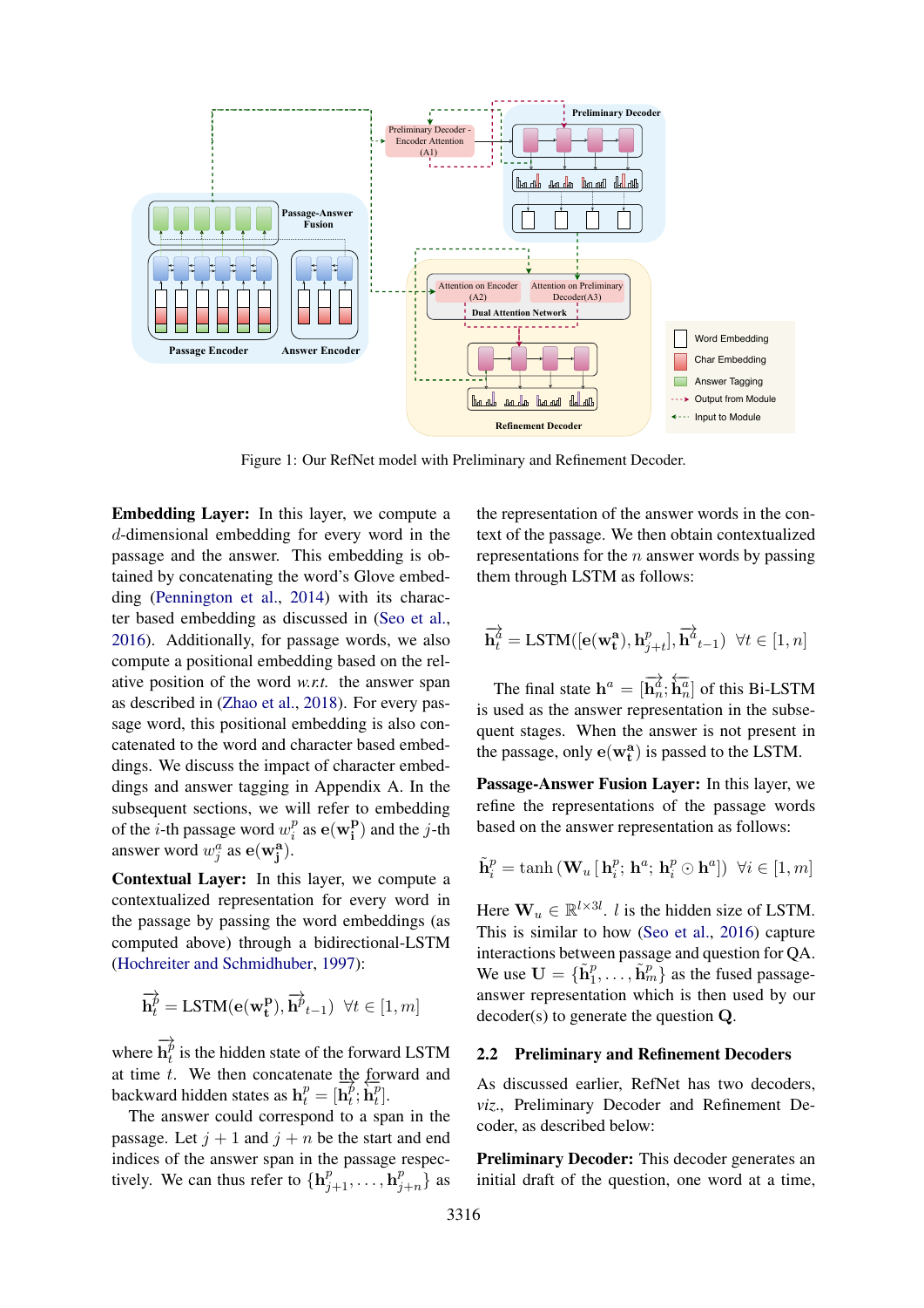Figure 1: Our RefNet model with Preliminary and Refinement Decoder.

**Embedding Layer:** In this layer, we compute a $d$-dimensional embedding for every word in the passage and the answer. This embedding is obtained by concatenating the word's Glove embedding (Pennington et al., 2014) with its character based embedding as discussed in (Seo et al., 2016). Additionally, for passage words, we also compute a positional embedding based on the relative position of the word *w.r.t.* the answer span as described in (Zhao et al., 2018). For every passage word, this positional embedding is also concatenated to the word and character based embeddings. We discuss the impact of character embeddings and answer tagging in Appendix A. In the subsequent sections, we will refer to embedding of the $i$-th passage word $w_i^p$ as $\mathbf{e}(\mathbf{w_i^P})$ and the $j$-th answer word $w_j^a$ as $\mathbf{e}(\mathbf{w_j^a})$.

**Contextual Layer:** In this layer, we compute a contextualized representation for every word in the passage by passing the word embeddings (as computed above) through a bidirectional-LSTM (Hochreiter and Schmidhuber, 1997):

$$\overrightarrow{\mathbf{h}_t^p} = \text{LSTM}(\mathbf{e}(\mathbf{w_t^P}), \overrightarrow{\mathbf{h}^p}_{t-1}) \;\; \forall t \in [1, m]$$

where $\overrightarrow{\mathbf{h}_t^p}$ is the hidden state of the forward LSTM at time $t$. We then concatenate the forward and backward hidden states as $\mathbf{h}_t^p = [\overrightarrow{\mathbf{h}_t^p}; \overleftarrow{\mathbf{h}_t^p}]$.

The answer could correspond to a span in the passage. Let $j+1$ and $j+n$ be the start and end indices of the answer span in the passage respectively. We can thus refer to $\{\mathbf{h}_{j+1}^p, \ldots, \mathbf{h}_{j+n}^p\}$ as the representation of the answer words in the context of the passage. We then obtain contextualized representations for the $n$ answer words by passing them through LSTM as follows:

$$\overrightarrow{\mathbf{h}_t^a} = \text{LSTM}([\mathbf{e}(\mathbf{w_t^a}), \mathbf{h}_{j+t}^p], \overrightarrow{\mathbf{h}^a}_{t-1}) \;\; \forall t \in [1, n]$$

The final state $\mathbf{h}^a = [\overrightarrow{\mathbf{h}_n^a}; \overleftarrow{\mathbf{h}_n^a}]$ of this Bi-LSTM is used as the answer representation in the subsequent stages. When the answer is not present in the passage, only $\mathbf{e}(\mathbf{w_t^a})$ is passed to the LSTM.

**Passage-Answer Fusion Layer:** In this layer, we refine the representations of the passage words based on the answer representation as follows:

$$\tilde{\mathbf{h}}_i^p = \tanh\left(\mathbf{W}_u\left[\mathbf{h}_i^p; \mathbf{h}^a; \mathbf{h}_i^p \odot \mathbf{h}^a\right]\right) \;\; \forall i \in [1, m]$$

Here $\mathbf{W}_u \in \mathbb{R}^{l \times 3l}$. $l$ is the hidden size of LSTM. This is similar to how (Seo et al., 2016) capture interactions between passage and question for QA. We use $\mathbf{U} = \{\tilde{\mathbf{h}}_1^p, \ldots, \tilde{\mathbf{h}}_m^p\}$ as the fused passage-answer representation which is then used by our decoder(s) to generate the question $\mathbf{Q}$.

## 2.2 Preliminary and Refinement Decoders

As discussed earlier, RefNet has two decoders, *viz.*, Preliminary Decoder and Refinement Decoder, as described below:

**Preliminary Decoder:** This decoder generates an initial draft of the question, one word at a time,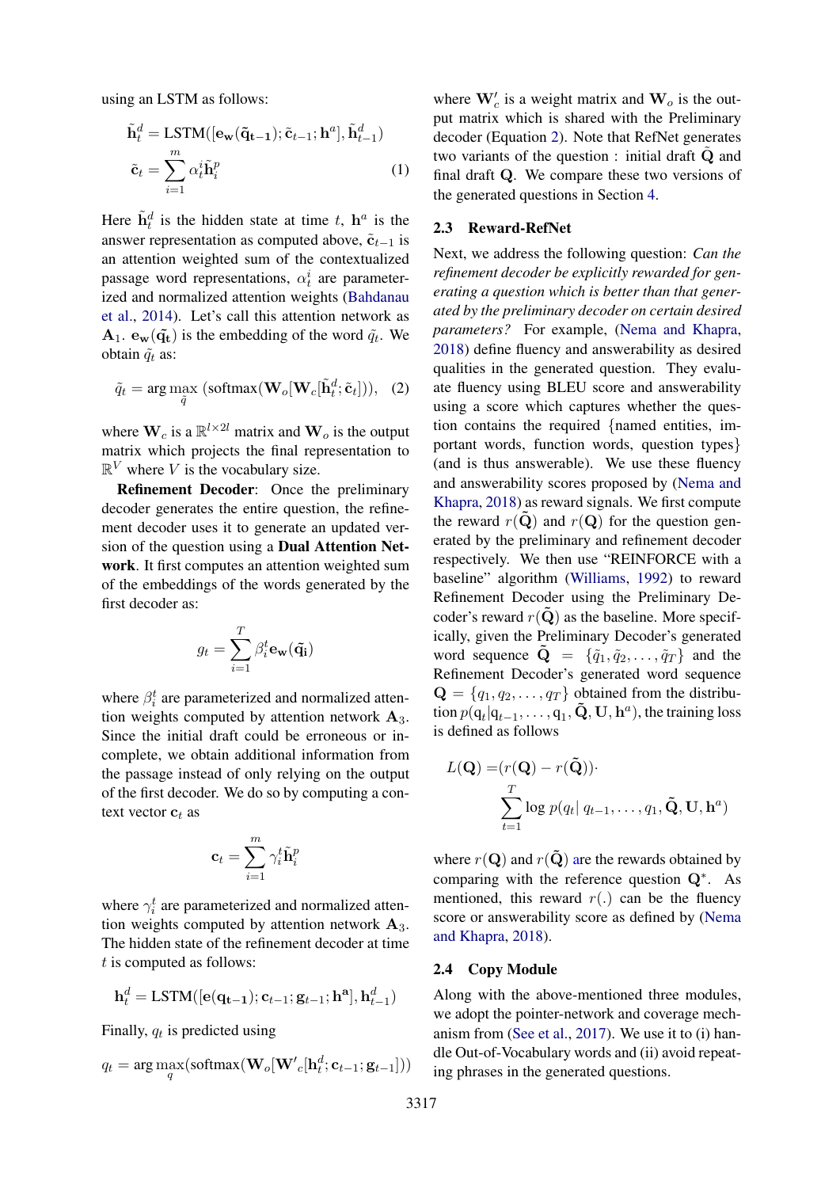using an LSTM as follows:

$$\tilde{\mathbf{h}}_t^d = \text{LSTM}([\mathbf{e_w}(\tilde{\mathbf{q}}_{\mathbf{t-1}}); \tilde{\mathbf{c}}_{t-1}; \mathbf{h}^a], \tilde{\mathbf{h}}_{t-1}^d)$$

$$\tilde{\mathbf{c}}_t = \sum_{i=1}^{m} \alpha_t^i \tilde{\mathbf{h}}_i^p \tag{1}$$

Here $\tilde{\mathbf{h}}_t^d$ is the hidden state at time $t$, $\mathbf{h}^a$ is the answer representation as computed above, $\tilde{\mathbf{c}}_{t-1}$ is an attention weighted sum of the contextualized passage word representations, $\alpha_t^i$ are parameterized and normalized attention weights (Bahdanau et al., 2014). Let's call this attention network as $\mathbf{A}_1$. $\mathbf{e_w}(\tilde{\mathbf{q}}_{\mathbf{t}})$ is the embedding of the word $\tilde{q}_t$. We obtain $\tilde{q}_t$ as:

$$\tilde{q}_t = \arg\max_{\tilde{q}} (\text{softmax}(\mathbf{W}_o[\mathbf{W}_c[\tilde{\mathbf{h}}_t^d; \tilde{\mathbf{c}}_t]])), \tag{2}$$

where $\mathbf{W}_c$ is a $\mathbb{R}^{l \times 2l}$ matrix and $\mathbf{W}_o$ is the output matrix which projects the final representation to $\mathbb{R}^V$ where $V$ is the vocabulary size.

**Refinement Decoder**: Once the preliminary decoder generates the entire question, the refinement decoder uses it to generate an updated version of the question using a **Dual Attention Network**. It first computes an attention weighted sum of the embeddings of the words generated by the first decoder as:

$$g_t = \sum_{i=1}^{T} \beta_i^t \mathbf{e_w}(\tilde{\mathbf{q}}_{\mathbf{i}})$$

where $\beta_i^t$ are parameterized and normalized attention weights computed by attention network $\mathbf{A}_3$. Since the initial draft could be erroneous or incomplete, we obtain additional information from the passage instead of only relying on the output of the first decoder. We do so by computing a context vector $\mathbf{c}_t$ as

$$\mathbf{c}_t = \sum_{i=1}^{m} \gamma_i^t \tilde{\mathbf{h}}_i^p$$

where $\gamma_i^t$ are parameterized and normalized attention weights computed by attention network $\mathbf{A}_3$. The hidden state of the refinement decoder at time $t$ is computed as follows:

$$\mathbf{h}_t^d = \text{LSTM}([\mathbf{e}(\mathbf{q}_{\mathbf{t-1}}); \mathbf{c}_{t-1}; \mathbf{g}_{t-1}; \mathbf{h}^{\mathbf{a}}], \mathbf{h}_{t-1}^d)$$

Finally, $q_t$ is predicted using

$$q_t = \arg\max_{q} (\text{softmax}(\mathbf{W}_o[\mathbf{W'}_c[\mathbf{h}_t^d; \mathbf{c}_{t-1}; \mathbf{g}_{t-1}]]))$$

where $\mathbf{W}'_c$ is a weight matrix and $\mathbf{W}_o$ is the output matrix which is shared with the Preliminary decoder (Equation 2). Note that RefNet generates two variants of the question : initial draft $\tilde{\mathbf{Q}}$ and final draft $\mathbf{Q}$. We compare these two versions of the generated questions in Section 4.

## 2.3 Reward-RefNet

Next, we address the following question: *Can the refinement decoder be explicitly rewarded for generating a question which is better than that generated by the preliminary decoder on certain desired parameters?* For example, (Nema and Khapra, 2018) define fluency and answerability as desired qualities in the generated question. They evaluate fluency using BLEU score and answerability using a score which captures whether the question contains the required {named entities, important words, function words, question types} (and is thus answerable). We use these fluency and answerability scores proposed by (Nema and Khapra, 2018) as reward signals. We first compute the reward $r(\tilde{\mathbf{Q}})$ and $r(\mathbf{Q})$ for the question generated by the preliminary and refinement decoder respectively. We then use "REINFORCE with a baseline" algorithm (Williams, 1992) to reward Refinement Decoder using the Preliminary Decoder's reward $r(\tilde{\mathbf{Q}})$ as the baseline. More specifically, given the Preliminary Decoder's generated word sequence $\tilde{\mathbf{Q}} = \{\tilde{q}_1, \tilde{q}_2, \ldots, \tilde{q}_T\}$ and the Refinement Decoder's generated word sequence $\mathbf{Q} = \{q_1, q_2, \ldots, q_T\}$ obtained from the distribution $p(\mathrm{q}_t|\mathrm{q}_{t-1}, \ldots, \mathrm{q}_1, \tilde{\mathbf{Q}}, \mathbf{U}, \mathbf{h}^a)$, the training loss is defined as follows

$$L(\mathbf{Q}) = (r(\mathbf{Q}) - r(\tilde{\mathbf{Q}})) \cdot \sum_{t=1}^{T} \log p(q_t|\, q_{t-1}, \ldots, q_1, \tilde{\mathbf{Q}}, \mathbf{U}, \mathbf{h}^a)$$

where $r(\mathbf{Q})$ and $r(\tilde{\mathbf{Q}})$ are the rewards obtained by comparing with the reference question $\mathbf{Q}^*$. As mentioned, this reward $r(.)$ can be the fluency score or answerability score as defined by (Nema and Khapra, 2018).

## 2.4 Copy Module

Along with the above-mentioned three modules, we adopt the pointer-network and coverage mechanism from (See et al., 2017). We use it to (i) handle Out-of-Vocabulary words and (ii) avoid repeating phrases in the generated questions.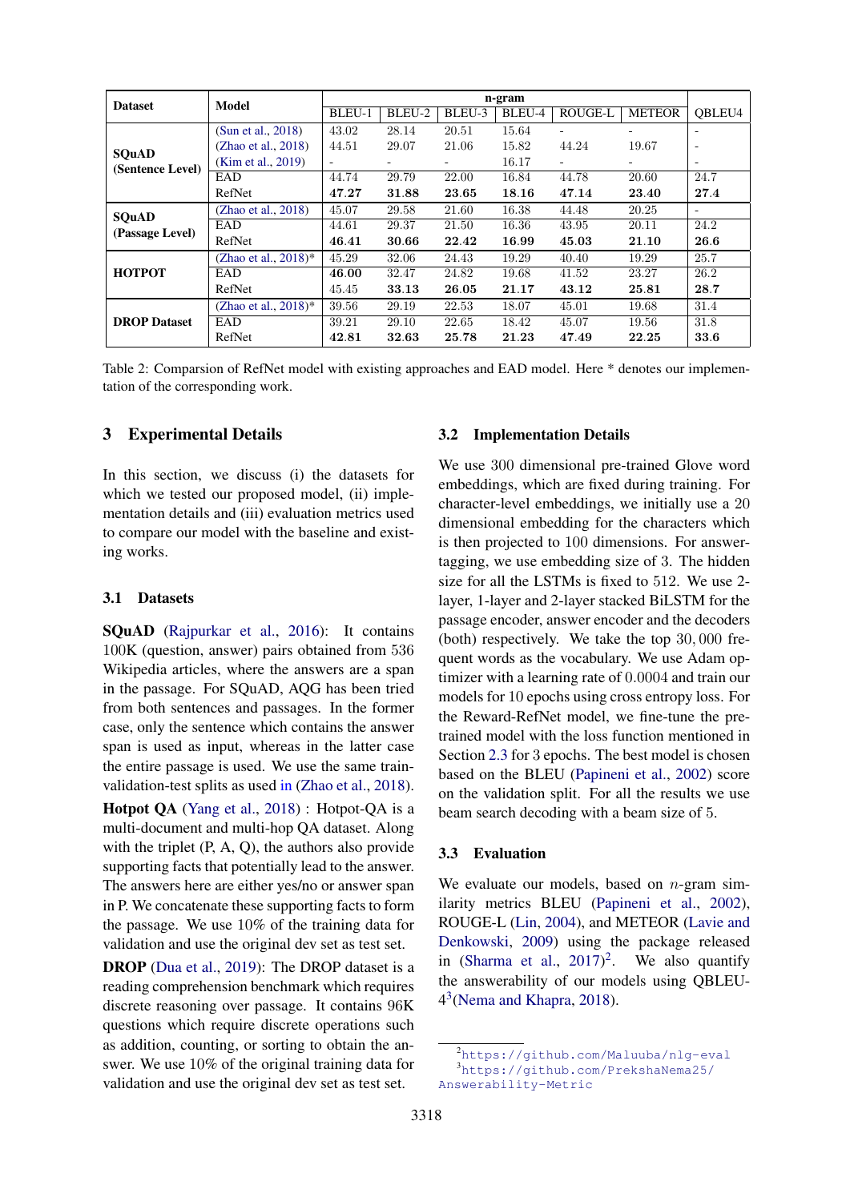| Dataset | Model | n-gram | | | | | | QBLEU4 |
|---|---|---|---|---|---|---|---|---|
| | | BLEU-1 | BLEU-2 | BLEU-3 | BLEU-4 | ROUGE-L | METEOR | |
| **SQuAD (Sentence Level)** | (Sun et al., 2018) | 43.02 | 28.14 | 20.51 | 15.64 | - | - | - |
| | (Zhao et al., 2018) | 44.51 | 29.07 | 21.06 | 15.82 | 44.24 | 19.67 | - |
| | (Kim et al., 2019) | - | - | - | 16.17 | - | - | - |
| | EAD | 44.74 | 29.79 | 22.00 | 16.84 | 44.78 | 20.60 | 24.7 |
| | RefNet | **47.27** | **31.88** | **23.65** | **18.16** | **47.14** | **23.40** | **27.4** |
| **SQuAD (Passage Level)** | (Zhao et al., 2018) | 45.07 | 29.58 | 21.60 | 16.38 | 44.48 | 20.25 | - |
| | EAD | 44.61 | 29.37 | 21.50 | 16.36 | 43.95 | 20.11 | 24.2 |
| | RefNet | **46.41** | **30.66** | **22.42** | **16.99** | **45.03** | **21.10** | **26.6** |
| **HOTPOT** | (Zhao et al., 2018)* | 45.29 | 32.06 | 24.43 | 19.29 | 40.40 | 19.29 | 25.7 |
| | EAD | **46.00** | 32.47 | 24.82 | 19.68 | 41.52 | 23.27 | 26.2 |
| | RefNet | 45.45 | **33.13** | **26.05** | **21.17** | **43.12** | **25.81** | **28.7** |
| **DROP Dataset** | (Zhao et al., 2018)* | 39.56 | 29.19 | 22.53 | 18.07 | 45.01 | 19.68 | 31.4 |
| | EAD | 39.21 | 29.10 | 22.65 | 18.42 | 45.07 | 19.56 | 31.8 |
| | RefNet | **42.81** | **32.63** | **25.78** | **21.23** | **47.49** | **22.25** | **33.6** |

Table 2: Comparsion of RefNet model with existing approaches and EAD model. Here * denotes our implementation of the corresponding work.

## 3 Experimental Details

In this section, we discuss (i) the datasets for which we tested our proposed model, (ii) implementation details and (iii) evaluation metrics used to compare our model with the baseline and existing works.

### 3.1 Datasets

**SQuAD** (Rajpurkar et al., 2016): It contains 100K (question, answer) pairs obtained from 536 Wikipedia articles, where the answers are a span in the passage. For SQuAD, AQG has been tried from both sentences and passages. In the former case, only the sentence which contains the answer span is used as input, whereas in the latter case the entire passage is used. We use the same train-validation-test splits as used in (Zhao et al., 2018).

**Hotpot QA** (Yang et al., 2018) : Hotpot-QA is a multi-document and multi-hop QA dataset. Along with the triplet (P, A, Q), the authors also provide supporting facts that potentially lead to the answer. The answers here are either yes/no or answer span in P. We concatenate these supporting facts to form the passage. We use 10% of the training data for validation and use the original dev set as test set.

**DROP** (Dua et al., 2019): The DROP dataset is a reading comprehension benchmark which requires discrete reasoning over passage. It contains 96K questions which require discrete operations such as addition, counting, or sorting to obtain the answer. We use 10% of the original training data for validation and use the original dev set as test set.

### 3.2 Implementation Details

We use 300 dimensional pre-trained Glove word embeddings, which are fixed during training. For character-level embeddings, we initially use a 20 dimensional embedding for the characters which is then projected to 100 dimensions. For answer-tagging, we use embedding size of 3. The hidden size for all the LSTMs is fixed to 512. We use 2-layer, 1-layer and 2-layer stacked BiLSTM for the passage encoder, answer encoder and the decoders (both) respectively. We take the top 30,000 frequent words as the vocabulary. We use Adam optimizer with a learning rate of 0.0004 and train our models for 10 epochs using cross entropy loss. For the Reward-RefNet model, we fine-tune the pre-trained model with the loss function mentioned in Section 2.3 for 3 epochs. The best model is chosen based on the BLEU (Papineni et al., 2002) score on the validation split. For all the results we use beam search decoding with a beam size of 5.

### 3.3 Evaluation

We evaluate our models, based on $n$-gram similarity metrics BLEU (Papineni et al., 2002), ROUGE-L (Lin, 2004), and METEOR (Lavie and Denkowski, 2009) using the package released in (Sharma et al., 2017)[2]. We also quantify the answerability of our models using QBLEU-4[3](Nema and Khapra, 2018).

[2] https://github.com/Maluuba/nlg-eval

[3] https://github.com/PrekshaNema25/Answerability-Metric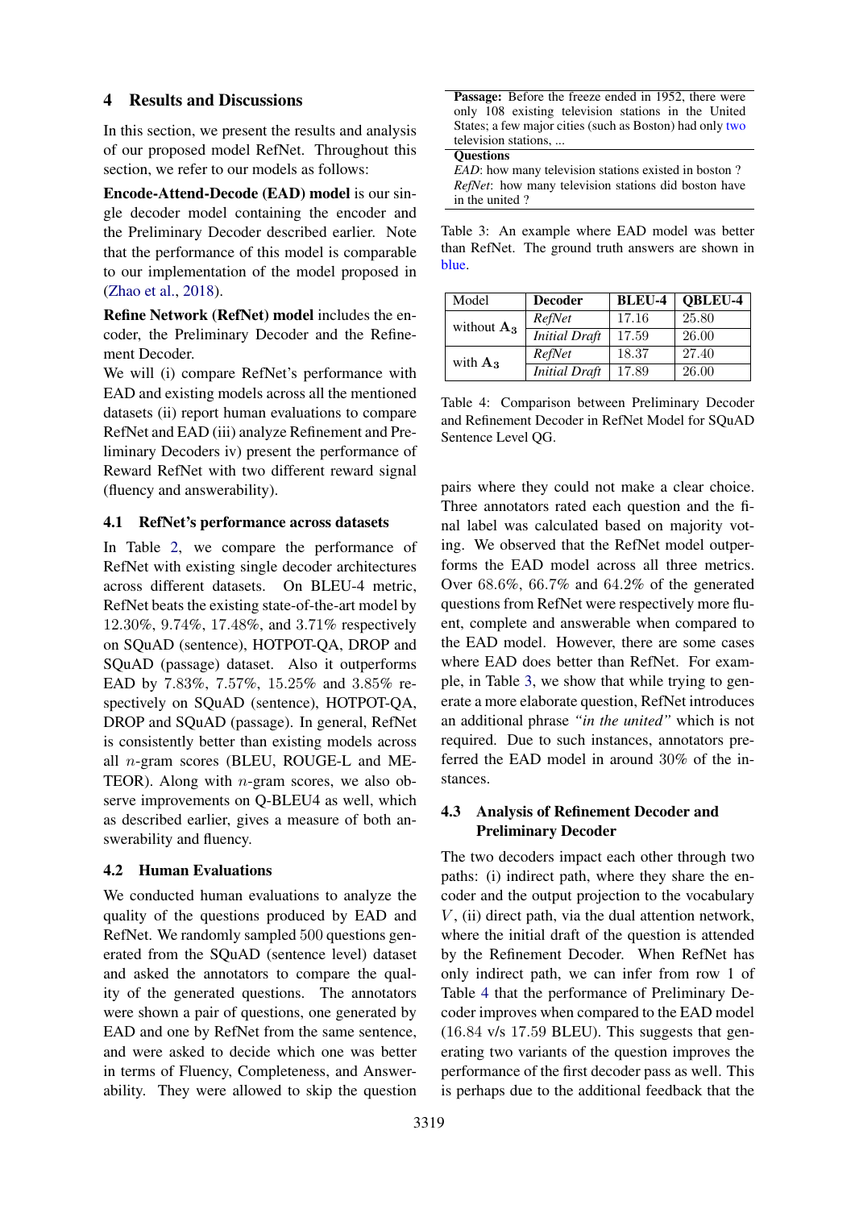## 4 Results and Discussions

In this section, we present the results and analysis of our proposed model RefNet. Throughout this section, we refer to our models as follows:

**Encode-Attend-Decode (EAD) model** is our single decoder model containing the encoder and the Preliminary Decoder described earlier. Note that the performance of this model is comparable to our implementation of the model proposed in (Zhao et al., 2018).

**Refine Network (RefNet) model** includes the encoder, the Preliminary Decoder and the Refinement Decoder.

We will (i) compare RefNet's performance with EAD and existing models across all the mentioned datasets (ii) report human evaluations to compare RefNet and EAD (iii) analyze Refinement and Preliminary Decoders iv) present the performance of Reward RefNet with two different reward signal (fluency and answerability).

### 4.1 RefNet's performance across datasets

In Table 2, we compare the performance of RefNet with existing single decoder architectures across different datasets. On BLEU-4 metric, RefNet beats the existing state-of-the-art model by 12.30%, 9.74%, 17.48%, and 3.71% respectively on SQuAD (sentence), HOTPOT-QA, DROP and SQuAD (passage) dataset. Also it outperforms EAD by 7.83%, 7.57%, 15.25% and 3.85% respectively on SQuAD (sentence), HOTPOT-QA, DROP and SQuAD (passage). In general, RefNet is consistently better than existing models across all $n$-gram scores (BLEU, ROUGE-L and METEOR). Along with $n$-gram scores, we also observe improvements on Q-BLEU4 as well, which as described earlier, gives a measure of both answerability and fluency.

### 4.2 Human Evaluations

We conducted human evaluations to analyze the quality of the questions produced by EAD and RefNet. We randomly sampled 500 questions generated from the SQuAD (sentence level) dataset and asked the annotators to compare the quality of the generated questions. The annotators were shown a pair of questions, one generated by EAD and one by RefNet from the same sentence, and were asked to decide which one was better in terms of Fluency, Completeness, and Answerability. They were allowed to skip the question pairs where they could not make a clear choice. Three annotators rated each question and the final label was calculated based on majority voting. We observed that the RefNet model outperforms the EAD model across all three metrics. Over 68.6%, 66.7% and 64.2% of the generated questions from RefNet were respectively more fluent, complete and answerable when compared to the EAD model. However, there are some cases where EAD does better than RefNet. For example, in Table 3, we show that while trying to generate a more elaborate question, RefNet introduces an additional phrase *"in the united"* which is not required. Due to such instances, annotators preferred the EAD model in around 30% of the instances.

| **Passage:** Before the freeze ended in 1952, there were only 108 existing television stations in the United States; a few major cities (such as Boston) had only two television stations, ... |
|---|
| **Questions** |
| *EAD*: how many television stations existed in boston ? |
| *RefNet*: how many television stations did boston have in the united ? |

Table 3: An example where EAD model was better than RefNet. The ground truth answers are shown in blue.

| Model | Decoder | BLEU-4 | QBLEU-4 |
|---|---|---|---|
| without $\mathbf{A_3}$ | *RefNet* | 17.16 | 25.80 |
| | *Initial Draft* | 17.59 | 26.00 |
| with $\mathbf{A_3}$ | *RefNet* | 18.37 | 27.40 |
| | *Initial Draft* | 17.89 | 26.00 |

Table 4: Comparison between Preliminary Decoder and Refinement Decoder in RefNet Model for SQuAD Sentence Level QG.

### 4.3 Analysis of Refinement Decoder and Preliminary Decoder

The two decoders impact each other through two paths: (i) indirect path, where they share the encoder and the output projection to the vocabulary $V$, (ii) direct path, via the dual attention network, where the initial draft of the question is attended by the Refinement Decoder. When RefNet has only indirect path, we can infer from row 1 of Table 4 that the performance of Preliminary Decoder improves when compared to the EAD model (16.84 v/s 17.59 BLEU). This suggests that generating two variants of the question improves the performance of the first decoder pass as well. This is perhaps due to the additional feedback that the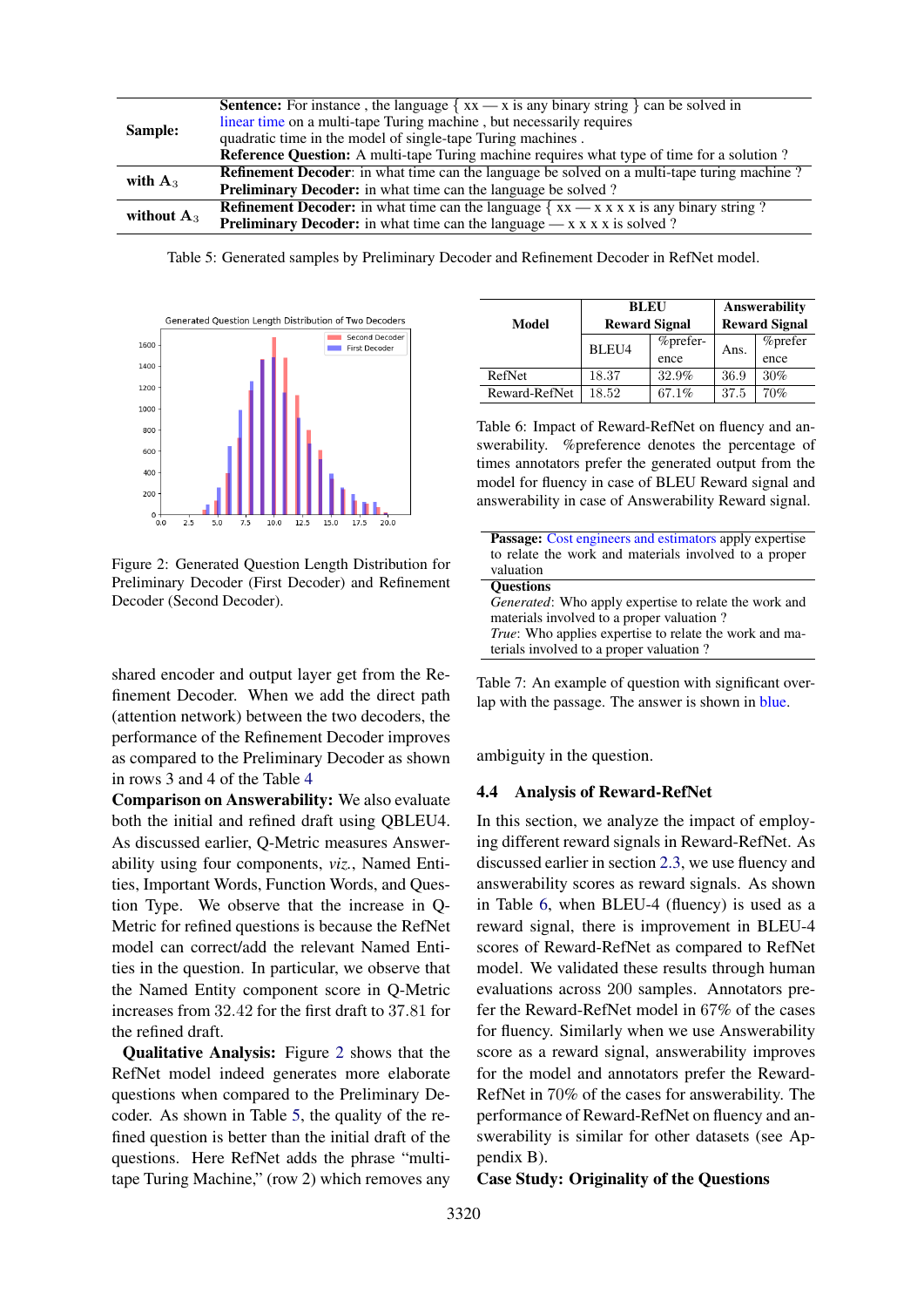| | |
|---|---|
| **Sample:** | **Sentence:** For instance , the language { xx — x is any binary string } can be solved in linear time on a multi-tape Turing machine , but necessarily requires quadratic time in the model of single-tape Turing machines . **Reference Question:** A multi-tape Turing machine requires what type of time for a solution ? |
| **with** $A_3$ | **Refinement Decoder**: in what time can the language be solved on a multi-tape turing machine ? **Preliminary Decoder:** in what time can the language be solved ? |
| **without** $A_3$ | **Refinement Decoder:** in what time can the language { xx — x x x x is any binary string ? **Preliminary Decoder:** in what time can the language — x x x x is solved ? |

Table 5: Generated samples by Preliminary Decoder and Refinement Decoder in RefNet model.

Figure 2: Generated Question Length Distribution for Preliminary Decoder (First Decoder) and Refinement Decoder (Second Decoder).

shared encoder and output layer get from the Refinement Decoder. When we add the direct path (attention network) between the two decoders, the performance of the Refinement Decoder improves as compared to the Preliminary Decoder as shown in rows 3 and 4 of the Table 4

**Comparison on Answerability:** We also evaluate both the initial and refined draft using QBLEU4. As discussed earlier, Q-Metric measures Answerability using four components, *viz.*, Named Entities, Important Words, Function Words, and Question Type. We observe that the increase in Q-Metric for refined questions is because the RefNet model can correct/add the relevant Named Entities in the question. In particular, we observe that the Named Entity component score in Q-Metric increases from 32.42 for the first draft to 37.81 for the refined draft.

**Qualitative Analysis:** Figure 2 shows that the RefNet model indeed generates more elaborate questions when compared to the Preliminary Decoder. As shown in Table 5, the quality of the refined question is better than the initial draft of the questions. Here RefNet adds the phrase "multi-tape Turing Machine," (row 2) which removes any ambiguity in the question.

| Model | BLEU Reward Signal | | Answerability Reward Signal | |
|---|---|---|---|---|
| | BLEU4 | %preference | Ans. | %preference |
| RefNet | 18.37 | 32.9% | 36.9 | 30% |
| Reward-RefNet | 18.52 | 67.1% | 37.5 | 70% |

Table 6: Impact of Reward-RefNet on fluency and answerability. %preference denotes the percentage of times annotators prefer the generated output from the model for fluency in case of BLEU Reward signal and answerability in case of Answerability Reward signal.

| |
|---|
| **Passage:** Cost engineers and estimators apply expertise to relate the work and materials involved to a proper valuation |
| **Questions** *Generated*: Who apply expertise to relate the work and materials involved to a proper valuation ? *True*: Who applies expertise to relate the work and materials involved to a proper valuation ? |

Table 7: An example of question with significant overlap with the passage. The answer is shown in blue.

### 4.4 Analysis of Reward-RefNet

In this section, we analyze the impact of employing different reward signals in Reward-RefNet. As discussed earlier in section 2.3, we use fluency and answerability scores as reward signals. As shown in Table 6, when BLEU-4 (fluency) is used as a reward signal, there is improvement in BLEU-4 scores of Reward-RefNet as compared to RefNet model. We validated these results through human evaluations across 200 samples. Annotators prefer the Reward-RefNet model in 67% of the cases for fluency. Similarly when we use Answerability score as a reward signal, answerability improves for the model and annotators prefer the Reward-RefNet in 70% of the cases for answerability. The performance of Reward-RefNet on fluency and answerability is similar for other datasets (see Appendix B).

**Case Study: Originality of the Questions**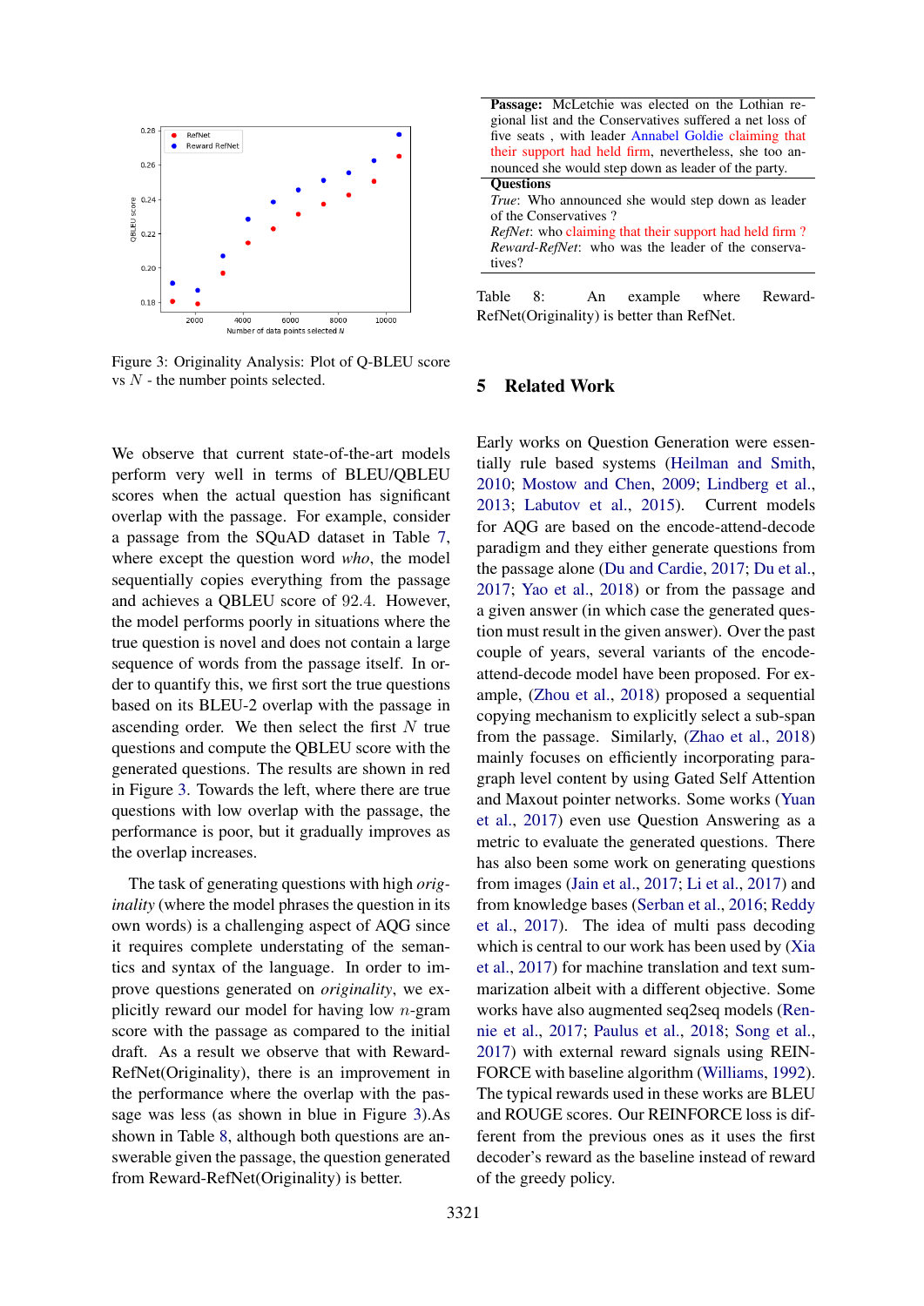Figure 3: Originality Analysis: Plot of Q-BLEU score vs $N$ - the number points selected.

We observe that current state-of-the-art models perform very well in terms of BLEU/QBLEU scores when the actual question has significant overlap with the passage. For example, consider a passage from the SQuAD dataset in Table 7, where except the question word *who*, the model sequentially copies everything from the passage and achieves a QBLEU score of 92.4. However, the model performs poorly in situations where the true question is novel and does not contain a large sequence of words from the passage itself. In order to quantify this, we first sort the true questions based on its BLEU-2 overlap with the passage in ascending order. We then select the first $N$ true questions and compute the QBLEU score with the generated questions. The results are shown in red in Figure 3. Towards the left, where there are true questions with low overlap with the passage, the performance is poor, but it gradually improves as the overlap increases.

The task of generating questions with high *originality* (where the model phrases the question in its own words) is a challenging aspect of AQG since it requires complete understating of the semantics and syntax of the language. In order to improve questions generated on *originality*, we explicitly reward our model for having low $n$-gram score with the passage as compared to the initial draft. As a result we observe that with Reward-RefNet(Originality), there is an improvement in the performance where the overlap with the passage was less (as shown in blue in Figure 3).As shown in Table 8, although both questions are answerable given the passage, the question generated from Reward-RefNet(Originality) is better.

| **Passage:** McLetchie was elected on the Lothian regional list and the Conservatives suffered a net loss of five seats , with leader Annabel Goldie claiming that their support had held firm, nevertheless, she too announced she would step down as leader of the party. |
|---|
| **Questions** |
| *True*: Who announced she would step down as leader of the Conservatives ? |
| *RefNet*: who claiming that their support had held firm ? |
| *Reward-RefNet*: who was the leader of the conservatives? |

Table 8: An example where Reward-RefNet(Originality) is better than RefNet.

## 5 Related Work

Early works on Question Generation were essentially rule based systems (Heilman and Smith, 2010; Mostow and Chen, 2009; Lindberg et al., 2013; Labutov et al., 2015). Current models for AQG are based on the encode-attend-decode paradigm and they either generate questions from the passage alone (Du and Cardie, 2017; Du et al., 2017; Yao et al., 2018) or from the passage and a given answer (in which case the generated question must result in the given answer). Over the past couple of years, several variants of the encode-attend-decode model have been proposed. For example, (Zhou et al., 2018) proposed a sequential copying mechanism to explicitly select a sub-span from the passage. Similarly, (Zhao et al., 2018) mainly focuses on efficiently incorporating paragraph level content by using Gated Self Attention and Maxout pointer networks. Some works (Yuan et al., 2017) even use Question Answering as a metric to evaluate the generated questions. There has also been some work on generating questions from images (Jain et al., 2017; Li et al., 2017) and from knowledge bases (Serban et al., 2016; Reddy et al., 2017). The idea of multi pass decoding which is central to our work has been used by (Xia et al., 2017) for machine translation and text summarization albeit with a different objective. Some works have also augmented seq2seq models (Rennie et al., 2017; Paulus et al., 2018; Song et al., 2017) with external reward signals using REINFORCE with baseline algorithm (Williams, 1992). The typical rewards used in these works are BLEU and ROUGE scores. Our REINFORCE loss is different from the previous ones as it uses the first decoder's reward as the baseline instead of reward of the greedy policy.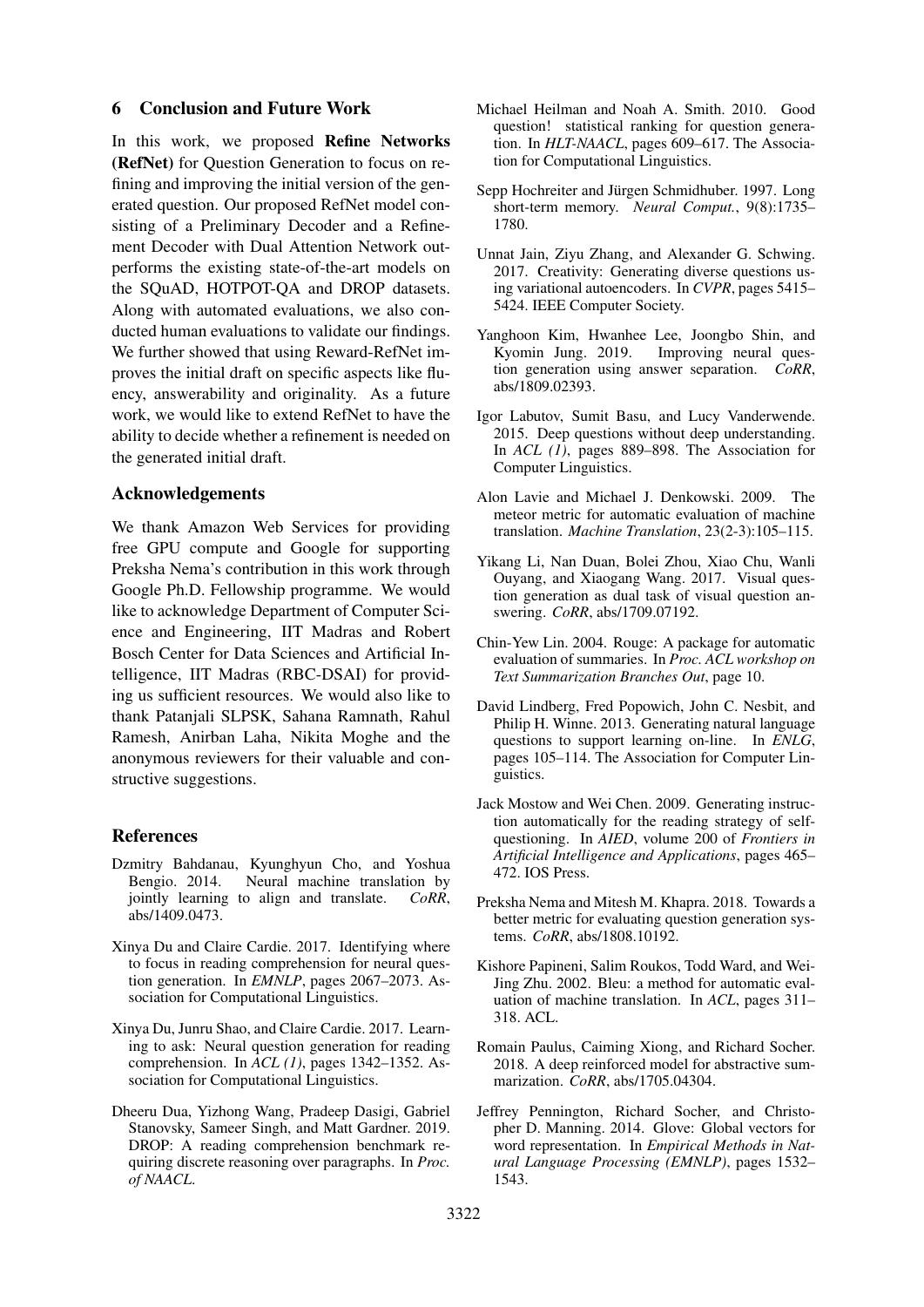## 6 Conclusion and Future Work

In this work, we proposed **Refine Networks (RefNet)** for Question Generation to focus on refining and improving the initial version of the generated question. Our proposed RefNet model consisting of a Preliminary Decoder and a Refinement Decoder with Dual Attention Network outperforms the existing state-of-the-art models on the SQuAD, HOTPOT-QA and DROP datasets. Along with automated evaluations, we also conducted human evaluations to validate our findings. We further showed that using Reward-RefNet improves the initial draft on specific aspects like fluency, answerability and originality. As a future work, we would like to extend RefNet to have the ability to decide whether a refinement is needed on the generated initial draft.

## Acknowledgements

We thank Amazon Web Services for providing free GPU compute and Google for supporting Preksha Nema's contribution in this work through Google Ph.D. Fellowship programme. We would like to acknowledge Department of Computer Science and Engineering, IIT Madras and Robert Bosch Center for Data Sciences and Artificial Intelligence, IIT Madras (RBC-DSAI) for providing us sufficient resources. We would also like to thank Patanjali SLPSK, Sahana Ramnath, Rahul Ramesh, Anirban Laha, Nikita Moghe and the anonymous reviewers for their valuable and constructive suggestions.

## References

Dzmitry Bahdanau, Kyunghyun Cho, and Yoshua Bengio. 2014. Neural machine translation by jointly learning to align and translate. *CoRR*, abs/1409.0473.

Xinya Du and Claire Cardie. 2017. Identifying where to focus in reading comprehension for neural question generation. In *EMNLP*, pages 2067–2073. Association for Computational Linguistics.

Xinya Du, Junru Shao, and Claire Cardie. 2017. Learning to ask: Neural question generation for reading comprehension. In *ACL (1)*, pages 1342–1352. Association for Computational Linguistics.

Dheeru Dua, Yizhong Wang, Pradeep Dasigi, Gabriel Stanovsky, Sameer Singh, and Matt Gardner. 2019. DROP: A reading comprehension benchmark requiring discrete reasoning over paragraphs. In *Proc. of NAACL*.

Michael Heilman and Noah A. Smith. 2010. Good question! statistical ranking for question generation. In *HLT-NAACL*, pages 609–617. The Association for Computational Linguistics.

Sepp Hochreiter and Jürgen Schmidhuber. 1997. Long short-term memory. *Neural Comput.*, 9(8):1735–1780.

Unnat Jain, Ziyu Zhang, and Alexander G. Schwing. 2017. Creativity: Generating diverse questions using variational autoencoders. In *CVPR*, pages 5415–5424. IEEE Computer Society.

Yanghoon Kim, Hwanhee Lee, Joongbo Shin, and Kyomin Jung. 2019. Improving neural question generation using answer separation. *CoRR*, abs/1809.02393.

Igor Labutov, Sumit Basu, and Lucy Vanderwende. 2015. Deep questions without deep understanding. In *ACL (1)*, pages 889–898. The Association for Computer Linguistics.

Alon Lavie and Michael J. Denkowski. 2009. The meteor metric for automatic evaluation of machine translation. *Machine Translation*, 23(2-3):105–115.

Yikang Li, Nan Duan, Bolei Zhou, Xiao Chu, Wanli Ouyang, and Xiaogang Wang. 2017. Visual question generation as dual task of visual question answering. *CoRR*, abs/1709.07192.

Chin-Yew Lin. 2004. Rouge: A package for automatic evaluation of summaries. In *Proc. ACL workshop on Text Summarization Branches Out*, page 10.

David Lindberg, Fred Popowich, John C. Nesbit, and Philip H. Winne. 2013. Generating natural language questions to support learning on-line. In *ENLG*, pages 105–114. The Association for Computer Linguistics.

Jack Mostow and Wei Chen. 2009. Generating instruction automatically for the reading strategy of self-questioning. In *AIED*, volume 200 of *Frontiers in Artificial Intelligence and Applications*, pages 465–472. IOS Press.

Preksha Nema and Mitesh M. Khapra. 2018. Towards a better metric for evaluating question generation systems. *CoRR*, abs/1808.10192.

Kishore Papineni, Salim Roukos, Todd Ward, and Wei-Jing Zhu. 2002. Bleu: a method for automatic evaluation of machine translation. In *ACL*, pages 311–318. ACL.

Romain Paulus, Caiming Xiong, and Richard Socher. 2018. A deep reinforced model for abstractive summarization. *CoRR*, abs/1705.04304.

Jeffrey Pennington, Richard Socher, and Christopher D. Manning. 2014. Glove: Global vectors for word representation. In *Empirical Methods in Natural Language Processing (EMNLP)*, pages 1532–1543.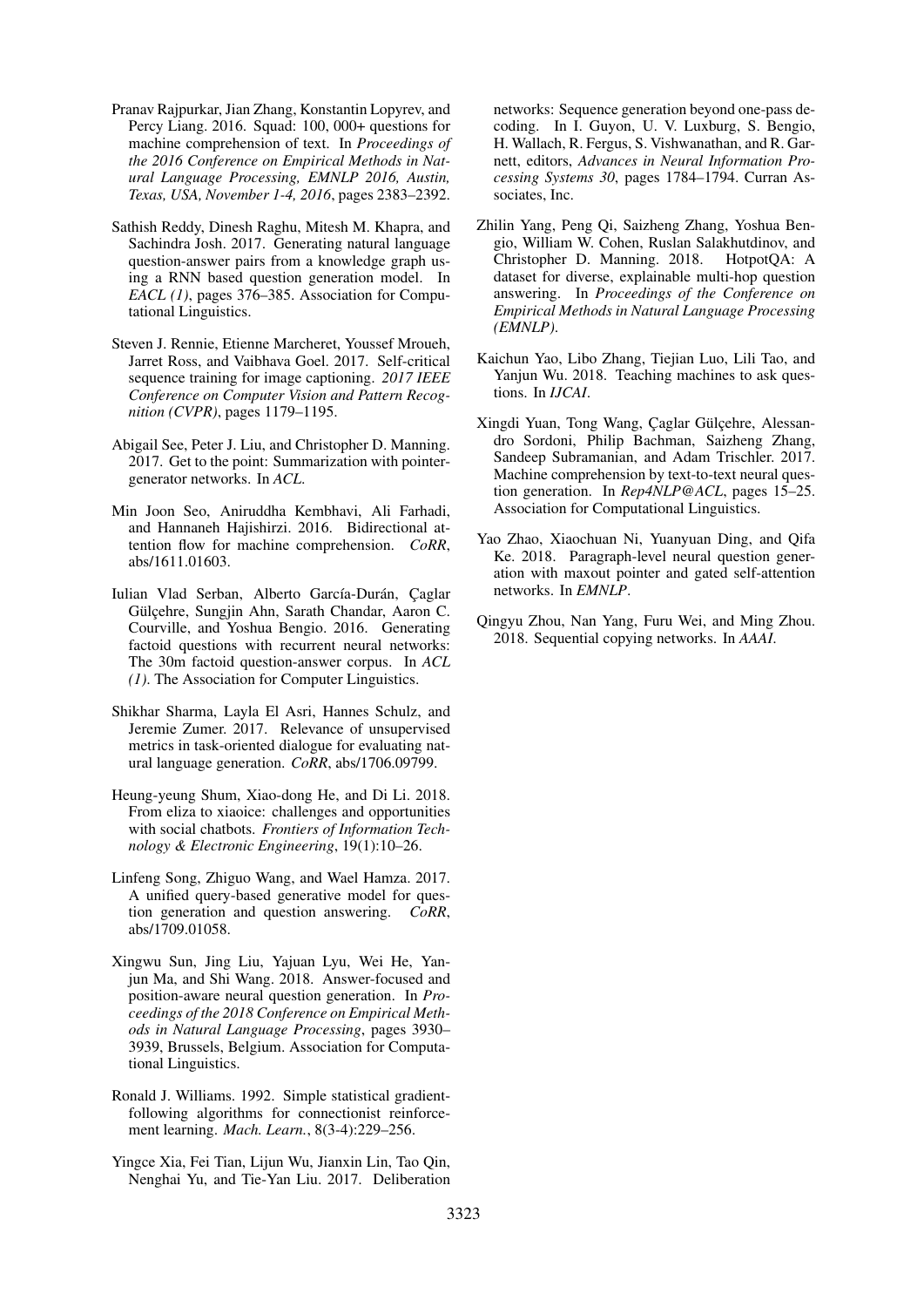Pranav Rajpurkar, Jian Zhang, Konstantin Lopyrev, and Percy Liang. 2016. Squad: 100, 000+ questions for machine comprehension of text. In *Proceedings of the 2016 Conference on Empirical Methods in Natural Language Processing, EMNLP 2016, Austin, Texas, USA, November 1-4, 2016*, pages 2383–2392.

Sathish Reddy, Dinesh Raghu, Mitesh M. Khapra, and Sachindra Josh. 2017. Generating natural language question-answer pairs from a knowledge graph using a RNN based question generation model. In *EACL (1)*, pages 376–385. Association for Computational Linguistics.

Steven J. Rennie, Etienne Marcheret, Youssef Mroueh, Jarret Ross, and Vaibhava Goel. 2017. Self-critical sequence training for image captioning. *2017 IEEE Conference on Computer Vision and Pattern Recognition (CVPR)*, pages 1179–1195.

Abigail See, Peter J. Liu, and Christopher D. Manning. 2017. Get to the point: Summarization with pointer-generator networks. In *ACL*.

Min Joon Seo, Aniruddha Kembhavi, Ali Farhadi, and Hannaneh Hajishirzi. 2016. Bidirectional attention flow for machine comprehension. *CoRR*, abs/1611.01603.

Iulian Vlad Serban, Alberto García-Durán, Çaglar Gülçehre, Sungjin Ahn, Sarath Chandar, Aaron C. Courville, and Yoshua Bengio. 2016. Generating factoid questions with recurrent neural networks: The 30m factoid question-answer corpus. In *ACL (1)*. The Association for Computer Linguistics.

Shikhar Sharma, Layla El Asri, Hannes Schulz, and Jeremie Zumer. 2017. Relevance of unsupervised metrics in task-oriented dialogue for evaluating natural language generation. *CoRR*, abs/1706.09799.

Heung-yeung Shum, Xiao-dong He, and Di Li. 2018. From eliza to xiaoice: challenges and opportunities with social chatbots. *Frontiers of Information Technology & Electronic Engineering*, 19(1):10–26.

Linfeng Song, Zhiguo Wang, and Wael Hamza. 2017. A unified query-based generative model for question generation and question answering. *CoRR*, abs/1709.01058.

Xingwu Sun, Jing Liu, Yajuan Lyu, Wei He, Yanjun Ma, and Shi Wang. 2018. Answer-focused and position-aware neural question generation. In *Proceedings of the 2018 Conference on Empirical Methods in Natural Language Processing*, pages 3930–3939, Brussels, Belgium. Association for Computational Linguistics.

Ronald J. Williams. 1992. Simple statistical gradient-following algorithms for connectionist reinforcement learning. *Mach. Learn.*, 8(3-4):229–256.

Yingce Xia, Fei Tian, Lijun Wu, Jianxin Lin, Tao Qin, Nenghai Yu, and Tie-Yan Liu. 2017. Deliberation networks: Sequence generation beyond one-pass decoding. In I. Guyon, U. V. Luxburg, S. Bengio, H. Wallach, R. Fergus, S. Vishwanathan, and R. Garnett, editors, *Advances in Neural Information Processing Systems 30*, pages 1784–1794. Curran Associates, Inc.

Zhilin Yang, Peng Qi, Saizheng Zhang, Yoshua Bengio, William W. Cohen, Ruslan Salakhutdinov, and Christopher D. Manning. 2018. HotpotQA: A dataset for diverse, explainable multi-hop question answering. In *Proceedings of the Conference on Empirical Methods in Natural Language Processing (EMNLP)*.

Kaichun Yao, Libo Zhang, Tiejian Luo, Lili Tao, and Yanjun Wu. 2018. Teaching machines to ask questions. In *IJCAI*.

Xingdi Yuan, Tong Wang, Çaglar Gülçehre, Alessandro Sordoni, Philip Bachman, Saizheng Zhang, Sandeep Subramanian, and Adam Trischler. 2017. Machine comprehension by text-to-text neural question generation. In *Rep4NLP@ACL*, pages 15–25. Association for Computational Linguistics.

Yao Zhao, Xiaochuan Ni, Yuanyuan Ding, and Qifa Ke. 2018. Paragraph-level neural question generation with maxout pointer and gated self-attention networks. In *EMNLP*.

Qingyu Zhou, Nan Yang, Furu Wei, and Ming Zhou. 2018. Sequential copying networks. In *AAAI*.